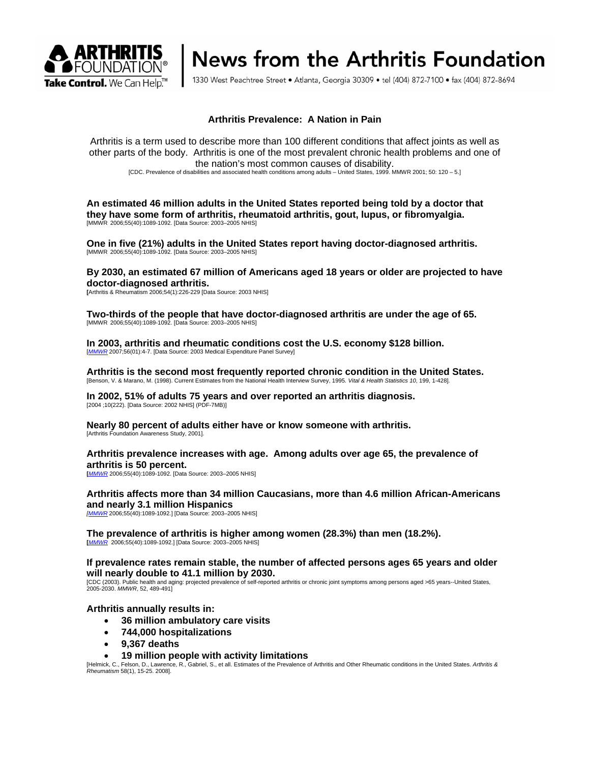# News from the Arthritis Foundation

ARTHRITIS FOUNDATION® Take Control. We Can Help.™

1330 West Peachtree Street • Atlanta, Georgia 30309 • tel (404) 872-7100 • fax (404) 872-8694

## Arthritis Prevalence: A Nation in Pain

Arthritis is a term used to describe more than 100 different conditions that affect joints as well as other parts of the body. Arthritis is one of the most prevalent chronic health problems and one of the nation's most common causes of disability.

[CDC. Prevalence of disabilities and associated health conditions among adults – United States, 1999. MMWR 2001; 50: 120 – 5.]

**An estimated 46 million adults in the United States reported being told by a doctor that they have some form of arthritis, rheumatoid arthritis, gout, lupus, or fibromyalgia.**
[MMWR 2006;55(40):1089-1092. [Data Source: 2003–2005 NHIS]

**One in five (21%) adults in the United States report having doctor-diagnosed arthritis.**
[MMWR 2006;55(40):1089-1092. [Data Source: 2003–2005 NHIS]

**By 2030, an estimated 67 million of Americans aged 18 years or older are projected to have doctor-diagnosed arthritis.**
[Arthritis & Rheumatism 2006;54(1):226-229 [Data Source: 2003 NHIS]

**Two-thirds of the people that have doctor-diagnosed arthritis are under the age of 65.**
[MMWR 2006;55(40):1089-1092. [Data Source: 2003–2005 NHIS]

**In 2003, arthritis and rheumatic conditions cost the U.S. economy $128 billion.**
[*MMWR* 2007;56(01):4-7. [Data Source: 2003 Medical Expenditure Panel Survey]

**Arthritis is the second most frequently reported chronic condition in the United States.**
[Benson, V. & Marano, M. (1998). Current Estimates from the National Health Interview Survey, 1995. *Vital & Health Statistics 10*, 199, 1-428].

**In 2002, 51% of adults 75 years and over reported an arthritis diagnosis.**
[2004 ;10(222). [Data Source: 2002 NHIS] (PDF-7MB)]

**Nearly 80 percent of adults either have or know someone with arthritis.**
[Arthritis Foundation Awareness Study, 2001].

**Arthritis prevalence increases with age. Among adults over age 65, the prevalence of arthritis is 50 percent.**
[*MMWR* 2006;55(40):1089-1092. [Data Source: 2003–2005 NHIS]

**Arthritis affects more than 34 million Caucasians, more than 4.6 million African-Americans and nearly 3.1 million Hispanics**
[*MMWR* 2006;55(40):1089-1092.] [Data Source: 2003–2005 NHIS]

**The prevalence of arthritis is higher among women (28.3%) than men (18.2%).**
[*MMWR* 2006;55(40):1089-1092.] [Data Source: 2003–2005 NHIS]

**If prevalence rates remain stable, the number of affected persons ages 65 years and older will nearly double to 41.1 million by 2030.**
[CDC (2003). Public health and aging: projected prevalence of self-reported arthritis or chronic joint symptoms among persons aged >65 years--United States, 2005-2030. *MMWR*, 52, 489-491]

**Arthritis annually results in:**

- **36 million ambulatory care visits**
- **744,000 hospitalizations**
- **9,367 deaths**
- **19 million people with activity limitations**

[Helmick, C., Felson, D., Lawrence, R., Gabriel, S., et all. Estimates of the Prevalence of Arthritis and Other Rheumatic conditions in the United States. *Arthritis & Rheumatism* 58(1), 15-25. 2008].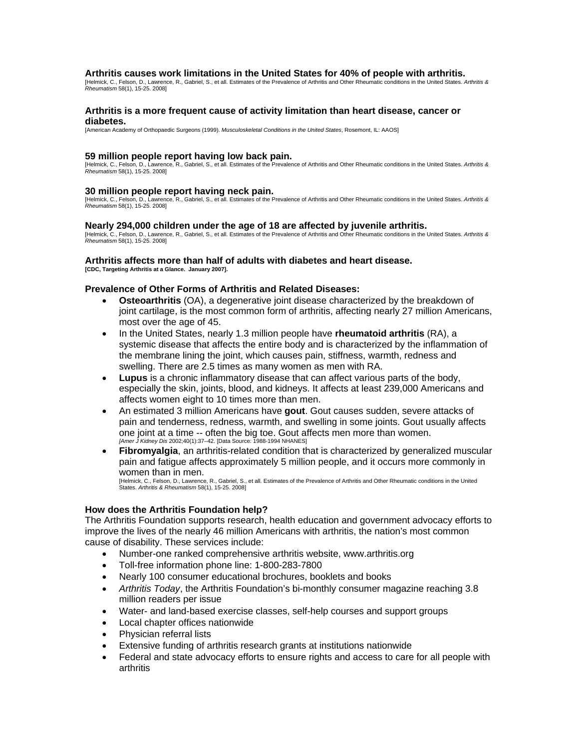**Arthritis causes work limitations in the United States for 40% of people with arthritis.**
[Helmick, C., Felson, D., Lawrence, R., Gabriel, S., et all. Estimates of the Prevalence of Arthritis and Other Rheumatic conditions in the United States. *Arthritis & Rheumatism* 58(1), 15-25. 2008]

**Arthritis is a more frequent cause of activity limitation than heart disease, cancer or diabetes.**
[American Academy of Orthopaedic Surgeons (1999). *Musculoskeletal Conditions in the United States*, Rosemont, IL: AAOS]

**59 million people report having low back pain.**
[Helmick, C., Felson, D., Lawrence, R., Gabriel, S., et all. Estimates of the Prevalence of Arthritis and Other Rheumatic conditions in the United States. *Arthritis & Rheumatism* 58(1), 15-25. 2008]

**30 million people report having neck pain.**
[Helmick, C., Felson, D., Lawrence, R., Gabriel, S., et all. Estimates of the Prevalence of Arthritis and Other Rheumatic conditions in the United States. *Arthritis & Rheumatism* 58(1), 15-25. 2008]

**Nearly 294,000 children under the age of 18 are affected by juvenile arthritis.**
[Helmick, C., Felson, D., Lawrence, R., Gabriel, S., et all. Estimates of the Prevalence of Arthritis and Other Rheumatic conditions in the United States. *Arthritis & Rheumatism* 58(1), 15-25. 2008]

**Arthritis affects more than half of adults with diabetes and heart disease.**
**[CDC, Targeting Arthritis at a Glance. January 2007].**

**Prevalence of Other Forms of Arthritis and Related Diseases:**

- **Osteoarthritis** (OA), a degenerative joint disease characterized by the breakdown of joint cartilage, is the most common form of arthritis, affecting nearly 27 million Americans, most over the age of 45.
- In the United States, nearly 1.3 million people have **rheumatoid arthritis** (RA), a systemic disease that affects the entire body and is characterized by the inflammation of the membrane lining the joint, which causes pain, stiffness, warmth, redness and swelling. There are 2.5 times as many women as men with RA.
- **Lupus** is a chronic inflammatory disease that can affect various parts of the body, especially the skin, joints, blood, and kidneys. It affects at least 239,000 Americans and affects women eight to 10 times more than men.
- An estimated 3 million Americans have **gout**. Gout causes sudden, severe attacks of pain and tenderness, redness, warmth, and swelling in some joints. Gout usually affects one joint at a time -- often the big toe. Gout affects men more than women.
  *[Amer J Kidney Dis* 2002;40(1):37–42. [Data Source: 1988-1994 NHANES]
- **Fibromyalgia**, an arthritis-related condition that is characterized by generalized muscular pain and fatigue affects approximately 5 million people, and it occurs more commonly in women than in men.
  [Helmick, C., Felson, D., Lawrence, R., Gabriel, S., et all. Estimates of the Prevalence of Arthritis and Other Rheumatic conditions in the United States. *Arthritis & Rheumatism* 58(1), 15-25. 2008]

**How does the Arthritis Foundation help?**

The Arthritis Foundation supports research, health education and government advocacy efforts to improve the lives of the nearly 46 million Americans with arthritis, the nation's most common cause of disability. These services include:

- Number-one ranked comprehensive arthritis website, www.arthritis.org
- Toll-free information phone line: 1-800-283-7800
- Nearly 100 consumer educational brochures, booklets and books
- *Arthritis Today*, the Arthritis Foundation's bi-monthly consumer magazine reaching 3.8 million readers per issue
- Water- and land-based exercise classes, self-help courses and support groups
- Local chapter offices nationwide
- Physician referral lists
- Extensive funding of arthritis research grants at institutions nationwide
- Federal and state advocacy efforts to ensure rights and access to care for all people with arthritis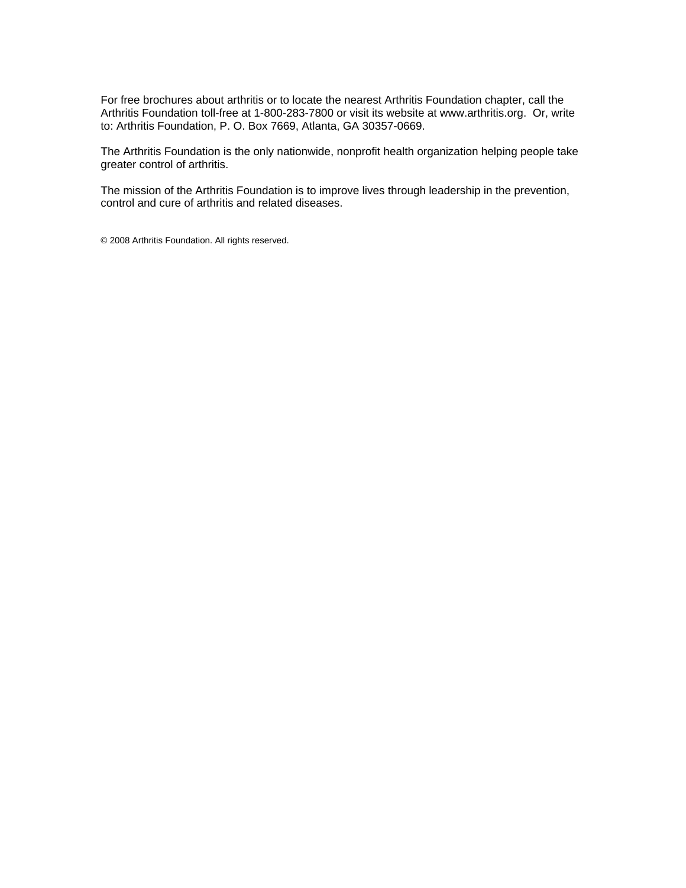For free brochures about arthritis or to locate the nearest Arthritis Foundation chapter, call the Arthritis Foundation toll-free at 1-800-283-7800 or visit its website at www.arthritis.org. Or, write to: Arthritis Foundation, P. O. Box 7669, Atlanta, GA 30357-0669.

The Arthritis Foundation is the only nationwide, nonprofit health organization helping people take greater control of arthritis.

The mission of the Arthritis Foundation is to improve lives through leadership in the prevention, control and cure of arthritis and related diseases.

© 2008 Arthritis Foundation. All rights reserved.